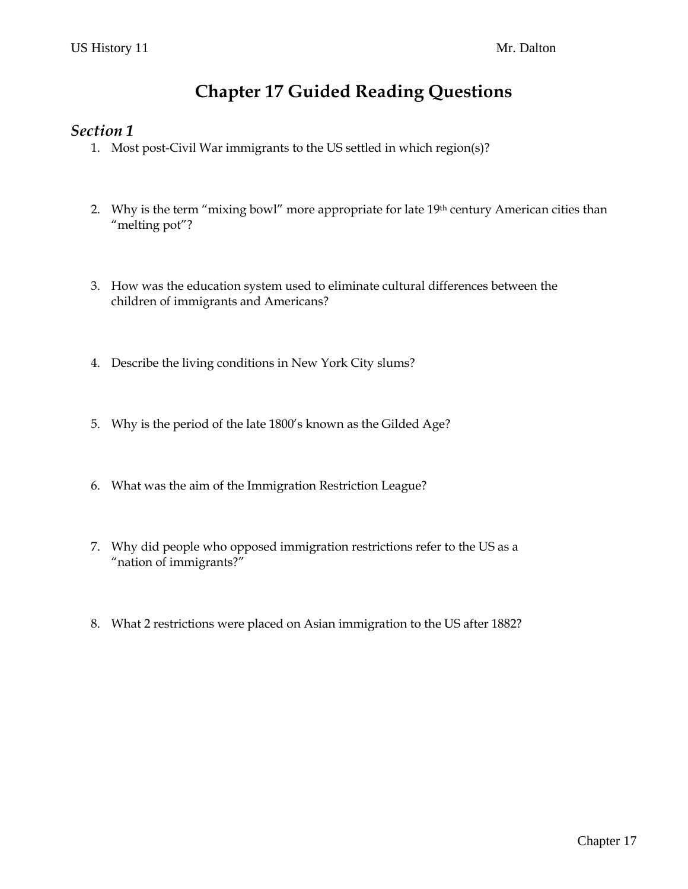# Chapter 17 Guided Reading Questions

## *Section 1*

1. Most post-Civil War immigrants to the US settled in which region(s)?

2. Why is the term "mixing bowl" more appropriate for late 19th century American cities than "melting pot"?

3. How was the education system used to eliminate cultural differences between the children of immigrants and Americans?

4. Describe the living conditions in New York City slums?

5. Why is the period of the late 1800's known as the Gilded Age?

6. What was the aim of the Immigration Restriction League?

7. Why did people who opposed immigration restrictions refer to the US as a "nation of immigrants?"

8. What 2 restrictions were placed on Asian immigration to the US after 1882?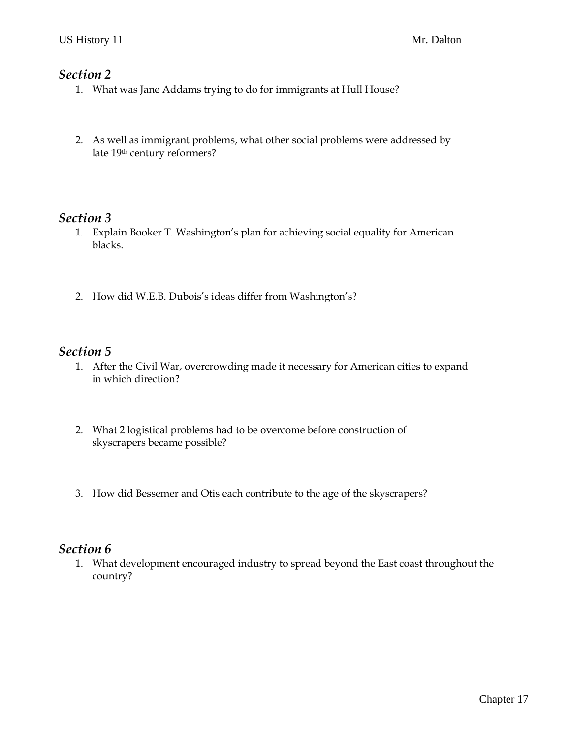## *Section 2*

1. What was Jane Addams trying to do for immigrants at Hull House?

2. As well as immigrant problems, what other social problems were addressed by late 19th century reformers?

## *Section 3*

1. Explain Booker T. Washington's plan for achieving social equality for American blacks.

2. How did W.E.B. Dubois's ideas differ from Washington's?

## *Section 5*

1. After the Civil War, overcrowding made it necessary for American cities to expand in which direction?

2. What 2 logistical problems had to be overcome before construction of skyscrapers became possible?

3. How did Bessemer and Otis each contribute to the age of the skyscrapers?

## *Section 6*

1. What development encouraged industry to spread beyond the East coast throughout the country?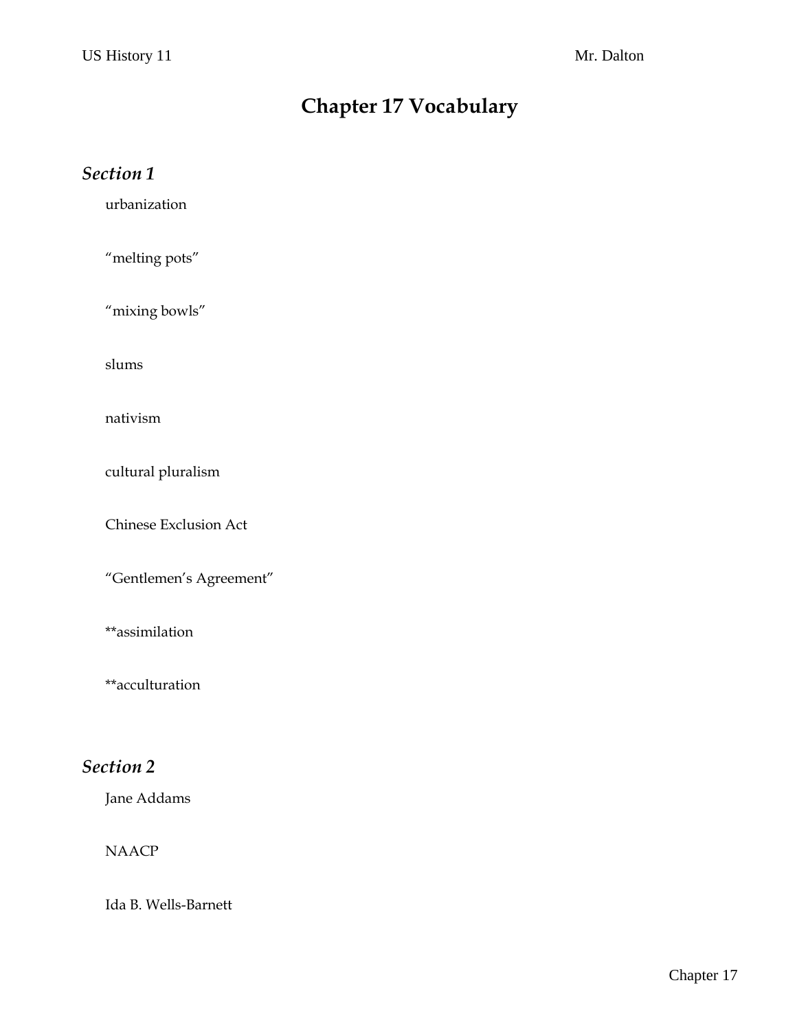# Chapter 17 Vocabulary

## *Section 1*

urbanization

"melting pots"

"mixing bowls"

slums

nativism

cultural pluralism

Chinese Exclusion Act

"Gentlemen's Agreement"

**assimilation

**acculturation

## *Section 2*

Jane Addams

NAACP

Ida B. Wells-Barnett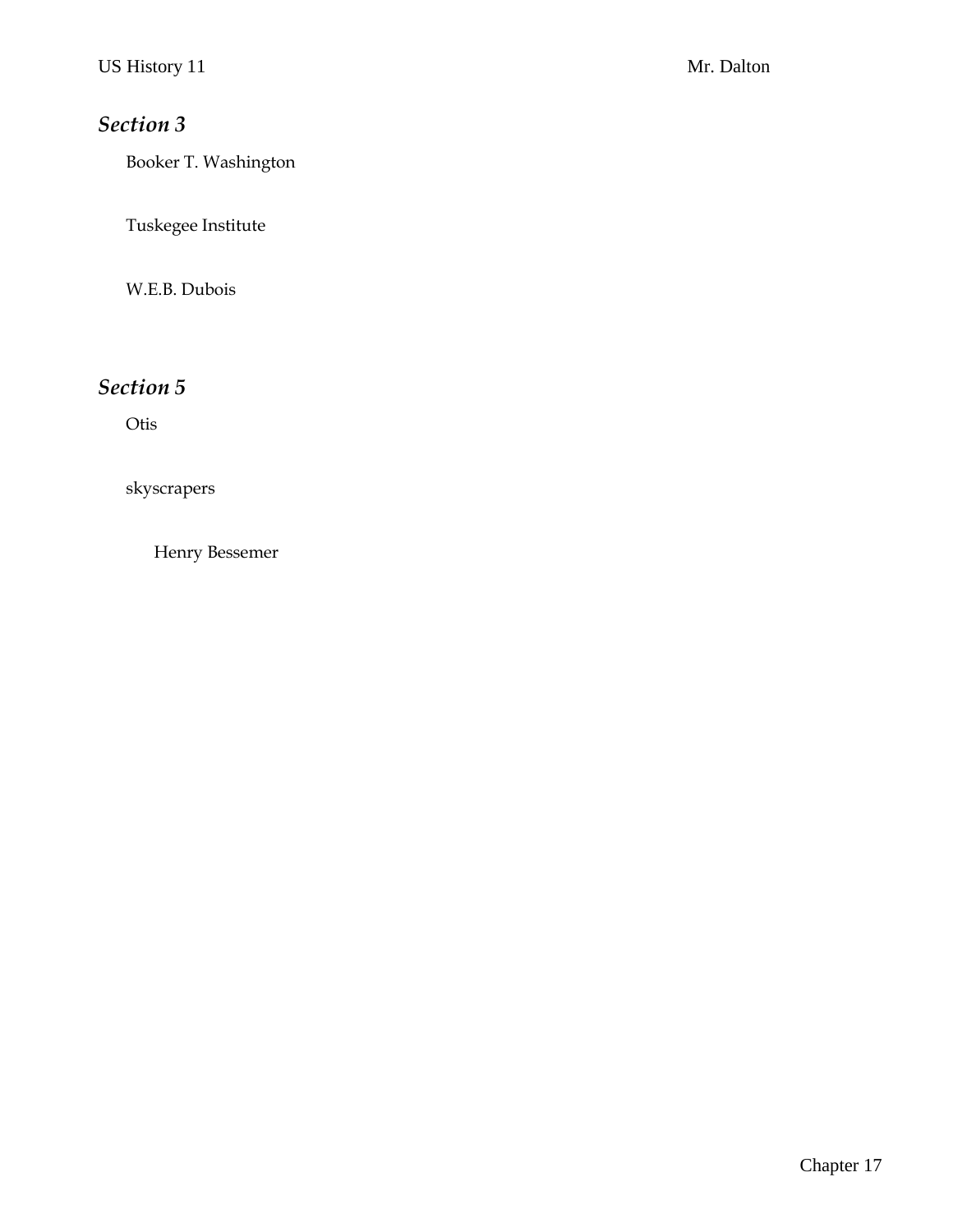## *Section 3*

Booker T. Washington

Tuskegee Institute

W.E.B. Dubois

## *Section 5*

Otis

skyscrapers

Henry Bessemer